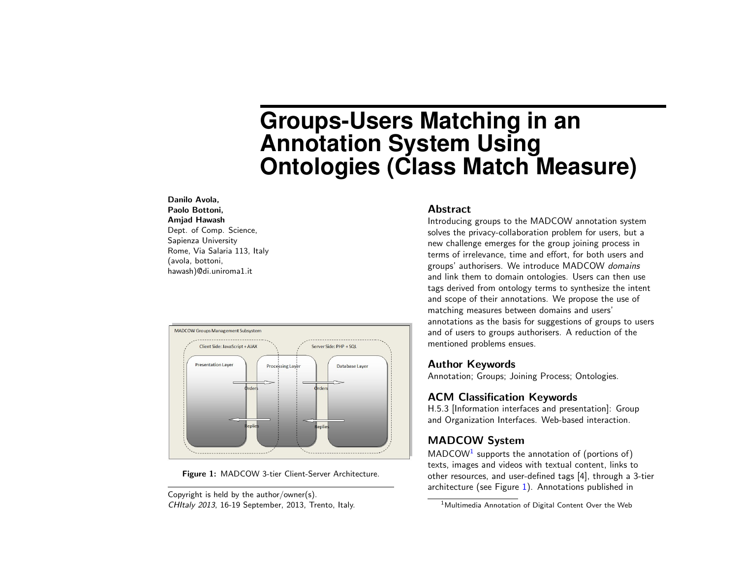# Groups-Users Matching in an Annotation System Using Ontologies (Class Match Measure)

**Danilo Avola,**
**Paolo Bottoni,**
**Amjad Hawash**
Dept. of Comp. Science,
Sapienza University
Rome, Via Salaria 113, Italy
(avola, bottoni,
hawash)@di.uniroma1.it

## Abstract

Introducing groups to the MADCOW annotation system solves the privacy-collaboration problem for users, but a new challenge emerges for the group joining process in terms of irrelevance, time and effort, for both users and groups' authorisers. We introduce MADCOW *domains* and link them to domain ontologies. Users can then use tags derived from ontology terms to synthesize the intent and scope of their annotations. We propose the use of matching measures between domains and users' annotations as the basis for suggestions of groups to users and of users to groups authorisers. A reduction of the mentioned problems ensues.

## Author Keywords

Annotation; Groups; Joining Process; Ontologies.

## ACM Classification Keywords

H.5.3 [Information interfaces and presentation]: Group and Organization Interfaces. Web-based interaction.

## MADCOW System

MADCOW[1] supports the annotation of (portions of) texts, images and videos with textual content, links to other resources, and user-defined tags [4], through a 3-tier architecture (see Figure 1). Annotations published in

**Figure 1:** MADCOW 3-tier Client-Server Architecture.

Copyright is held by the author/owner(s).
*CHItaly 2013*, 16-19 September, 2013, Trento, Italy.

[1] Multimedia Annotation of Digital Content Over the Web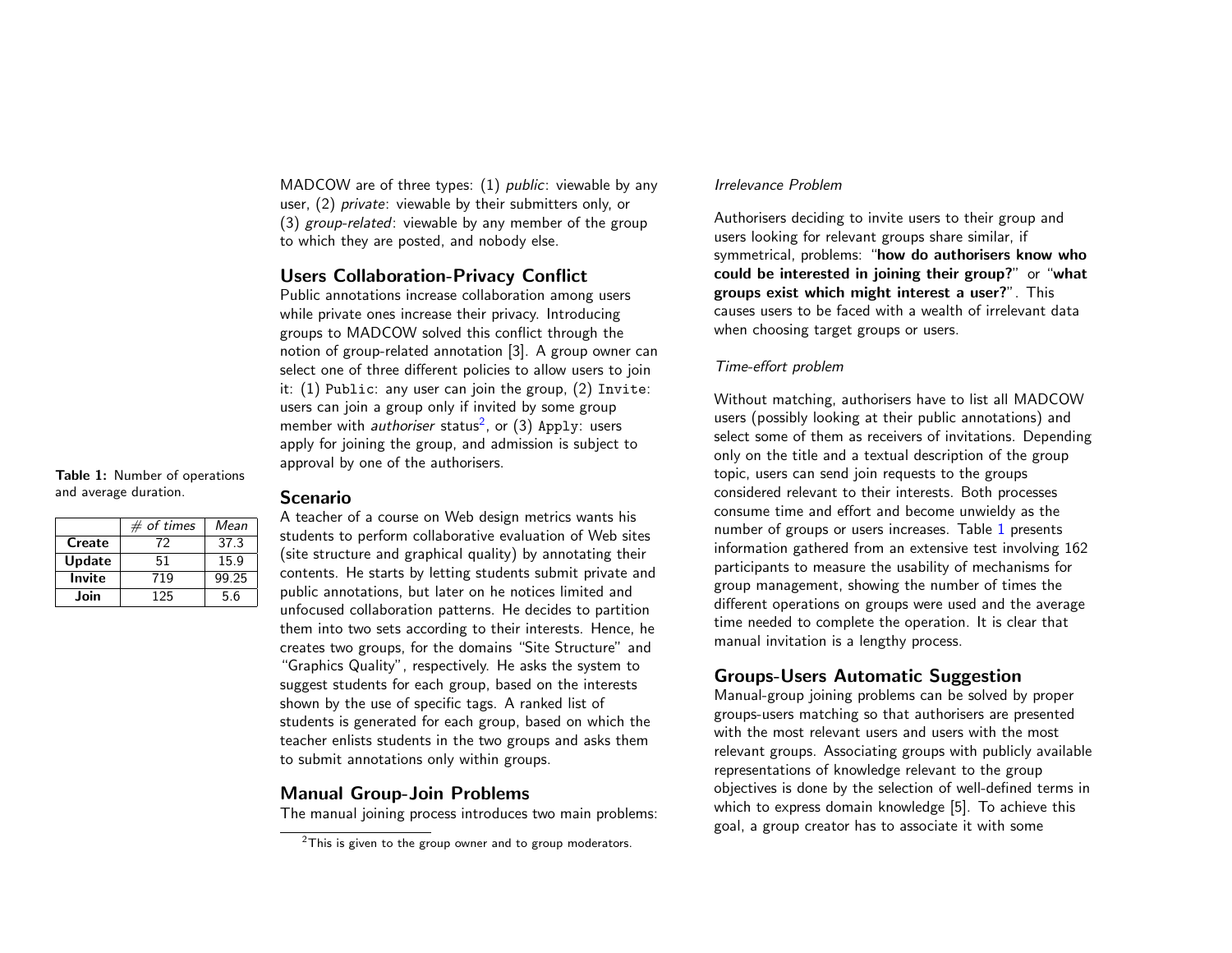MADCOW are of three types: (1) *public*: viewable by any user, (2) *private*: viewable by their submitters only, or (3) *group-related*: viewable by any member of the group to which they are posted, and nobody else.

## Users Collaboration-Privacy Conflict

Public annotations increase collaboration among users while private ones increase their privacy. Introducing groups to MADCOW solved this conflict through the notion of group-related annotation [3]. A group owner can select one of three different policies to allow users to join it: (1) `Public`: any user can join the group, (2) `Invite`: users can join a group only if invited by some group member with *authoriser* status[2], or (3) `Apply`: users apply for joining the group, and admission is subject to approval by one of the authorisers.

## Scenario

A teacher of a course on Web design metrics wants his students to perform collaborative evaluation of Web sites (site structure and graphical quality) by annotating their contents. He starts by letting students submit private and public annotations, but later on he notices limited and unfocused collaboration patterns. He decides to partition them into two sets according to their interests. Hence, he creates two groups, for the domains "Site Structure" and "Graphics Quality", respectively. He asks the system to suggest students for each group, based on the interests shown by the use of specific tags. A ranked list of students is generated for each group, based on which the teacher enlists students in the two groups and asks them to submit annotations only within groups.

## Manual Group-Join Problems

The manual joining process introduces two main problems:

[2] This is given to the group owner and to group moderators.

*Irrelevance Problem*

Authorisers deciding to invite users to their group and users looking for relevant groups share similar, if symmetrical, problems: "**how do authorisers know who could be interested in joining their group?**" or "**what groups exist which might interest a user?**". This causes users to be faced with a wealth of irrelevant data when choosing target groups or users.

*Time-effort problem*

Without matching, authorisers have to list all MADCOW users (possibly looking at their public annotations) and select some of them as receivers of invitations. Depending only on the title and a textual description of the group topic, users can send join requests to the groups considered relevant to their interests. Both processes consume time and effort and become unwieldy as the number of groups or users increases. Table 1 presents information gathered from an extensive test involving 162 participants to measure the usability of mechanisms for group management, showing the number of times the different operations on groups were used and the average time needed to complete the operation. It is clear that manual invitation is a lengthy process.

**Table 1:** Number of operations and average duration.

| | *# of times* | *Mean* |
|---|---|---|
| **Create** | 72 | 37.3 |
| **Update** | 51 | 15.9 |
| **Invite** | 719 | 99.25 |
| **Join** | 125 | 5.6 |

## Groups-Users Automatic Suggestion

Manual-group joining problems can be solved by proper groups-users matching so that authorisers are presented with the most relevant users and users with the most relevant groups. Associating groups with publicly available representations of knowledge relevant to the group objectives is done by the selection of well-defined terms in which to express domain knowledge [5]. To achieve this goal, a group creator has to associate it with some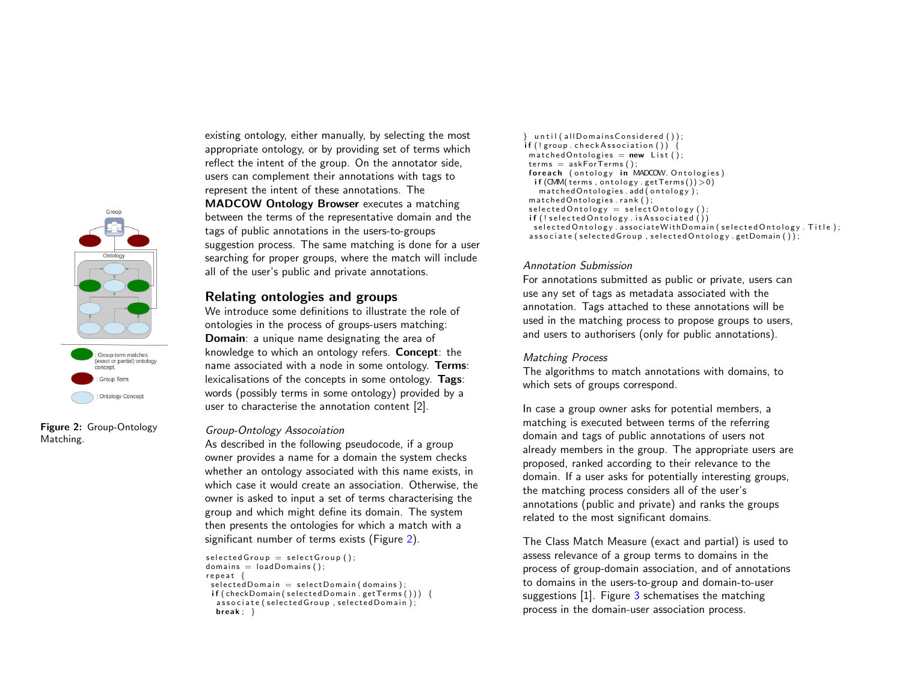existing ontology, either manually, by selecting the most appropriate ontology, or by providing set of terms which reflect the intent of the group. On the annotator side, users can complement their annotations with tags to represent the intent of these annotations. The **MADCOW Ontology Browser** executes a matching between the terms of the representative domain and the tags of public annotations in the users-to-groups suggestion process. The same matching is done for a user searching for proper groups, where the match will include all of the user's public and private annotations.

Group
Ontology
: Group term matches (exact or partial) ontology concept.
: Group Term
: Ontology Concept

**Figure 2:** Group-Ontology Matching.

## Relating ontologies and groups

We introduce some definitions to illustrate the role of ontologies in the process of groups-users matching: **Domain**: a unique name designating the area of knowledge to which an ontology refers. **Concept**: the name associated with a node in some ontology. **Terms**: lexicalisations of the concepts in some ontology. **Tags**: words (possibly terms in some ontology) provided by a user to characterise the annotation content [2].

*Group-Ontology Assocoiation*

As described in the following pseudocode, if a group owner provides a name for a domain the system checks whether an ontology associated with this name exists, in which case it would create an association. Otherwise, the owner is asked to input a set of terms characterising the group and which might define its domain. The system then presents the ontologies for which a match with a significant number of terms exists (Figure 2).

```
selectedGroup = selectGroup();
domains = loadDomains();
repeat {
 selectedDomain = selectDomain(domains);
 if(checkDomain(selectedDomain.getTerms())) {
  associate(selectedGroup, selectedDomain);
  break; }
} until(allDomainsConsidered());
if(!group.checkAssociation()) {
 matchedOntologies = new List();
 terms = askForTerms();
 foreach (ontology in MADCOW.Ontologies)
  if(CMM(terms, ontology.getTerms())>0)
   matchedOntologies.add(ontology);
 matchedOntologies.rank();
 selectedOntology = selectOntology();
 if(!selectedOntology.isAssociated())
  selectedOntology.associateWithDomain(selectedOntology.Title);
 associate(selectedGroup, selectedOntology.getDomain());
```

*Annotation Submission*

For annotations submitted as public or private, users can use any set of tags as metadata associated with the annotation. Tags attached to these annotations will be used in the matching process to propose groups to users, and users to authorisers (only for public annotations).

*Matching Process*

The algorithms to match annotations with domains, to which sets of groups correspond.

In case a group owner asks for potential members, a matching is executed between terms of the referring domain and tags of public annotations of users not already members in the group. The appropriate users are proposed, ranked according to their relevance to the domain. If a user asks for potentially interesting groups, the matching process considers all of the user's annotations (public and private) and ranks the groups related to the most significant domains.

The Class Match Measure (exact and partial) is used to assess relevance of a group terms to domains in the process of group-domain association, and of annotations to domains in the users-to-group and domain-to-user suggestions [1]. Figure 3 schematises the matching process in the domain-user association process.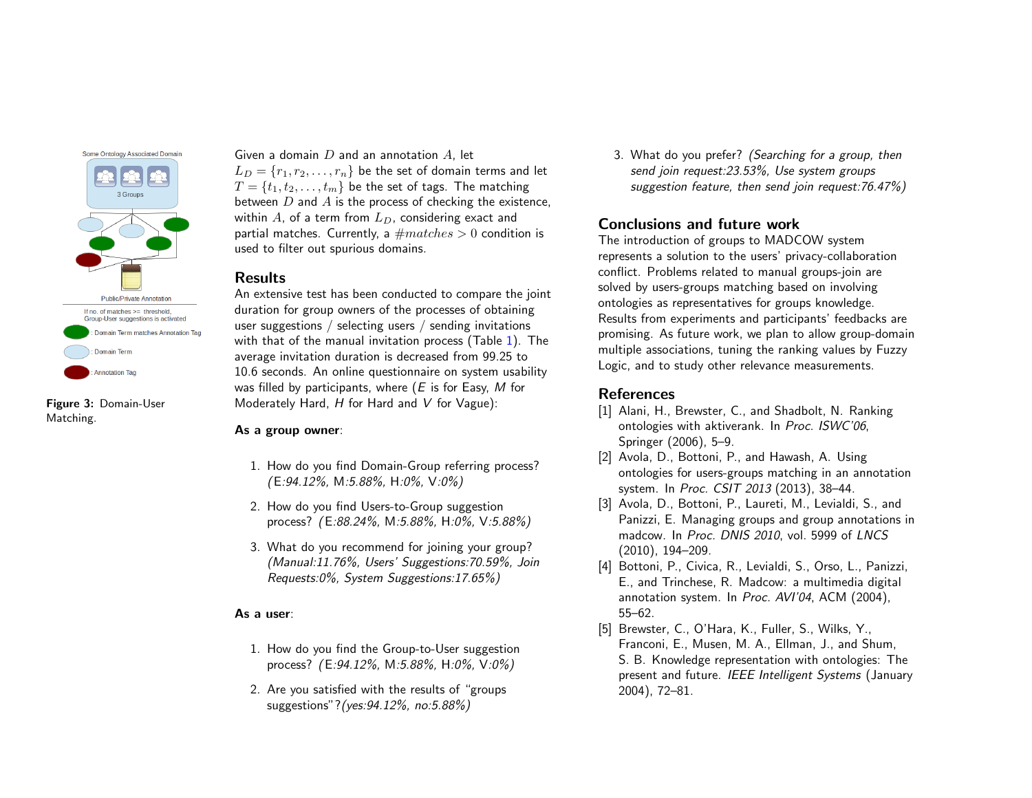Some Ontology Associated Domain

3 Groups

Public/Private Annotation

If no. of matches >= threshold, Group-User suggestions is activated

: Domain Term matches Annotation Tag

: Domain Term

: Annotation Tag

**Figure 3:** Domain-User Matching.

Given a domain $D$ and an annotation $A$, let $L_D = \{r_1, r_2, \ldots, r_n\}$ be the set of domain terms and let $T = \{t_1, t_2, \ldots, t_m\}$ be the set of tags. The matching between $D$ and $A$ is the process of checking the existence, within $A$, of a term from $L_D$, considering exact and partial matches. Currently, a $\#matches > 0$ condition is used to filter out spurious domains.

## Results

An extensive test has been conducted to compare the joint duration for group owners of the processes of obtaining user suggestions / selecting users / sending invitations with that of the manual invitation process (Table 1). The average invitation duration is decreased from 99.25 to 10.6 seconds. An online questionnaire on system usability was filled by participants, where ($E$ is for Easy, $M$ for Moderately Hard, $H$ for Hard and $V$ for Vague):

**As a group owner**:

1. How do you find Domain-Group referring process? *(*E*:94.12%,* M*:5.88%,* H*:0%,* V*:0%)*
2. How do you find Users-to-Group suggestion process? *(*E*:88.24%,* M*:5.88%,* H*:0%,* V*:5.88%)*
3. What do you recommend for joining your group? *(Manual:11.76%, Users' Suggestions:70.59%, Join Requests:0%, System Suggestions:17.65%)*

**As a user**:

1. How do you find the Group-to-User suggestion process? *(*E*:94.12%,* M*:5.88%,* H*:0%,* V*:0%)*
2. Are you satisfied with the results of "groups suggestions"?*(yes:94.12%, no:5.88%)*
3. What do you prefer? *(Searching for a group, then send join request:23.53%, Use system groups suggestion feature, then send join request:76.47%)*

## Conclusions and future work

The introduction of groups to MADCOW system represents a solution to the users' privacy-collaboration conflict. Problems related to manual groups-join are solved by users-groups matching based on involving ontologies as representatives for groups knowledge. Results from experiments and participants' feedbacks are promising. As future work, we plan to allow group-domain multiple associations, tuning the ranking values by Fuzzy Logic, and to study other relevance measurements.

## References

[1] Alani, H., Brewster, C., and Shadbolt, N. Ranking ontologies with aktiverank. In *Proc. ISWC'06*, Springer (2006), 5–9.

[2] Avola, D., Bottoni, P., and Hawash, A. Using ontologies for users-groups matching in an annotation system. In *Proc. CSIT 2013* (2013), 38–44.

[3] Avola, D., Bottoni, P., Laureti, M., Levialdi, S., and Panizzi, E. Managing groups and group annotations in madcow. In *Proc. DNIS 2010*, vol. 5999 of *LNCS* (2010), 194–209.

[4] Bottoni, P., Civica, R., Levialdi, S., Orso, L., Panizzi, E., and Trinchese, R. Madcow: a multimedia digital annotation system. In *Proc. AVI'04*, ACM (2004), 55–62.

[5] Brewster, C., O'Hara, K., Fuller, S., Wilks, Y., Franconi, E., Musen, M. A., Ellman, J., and Shum, S. B. Knowledge representation with ontologies: The present and future. *IEEE Intelligent Systems* (January 2004), 72–81.